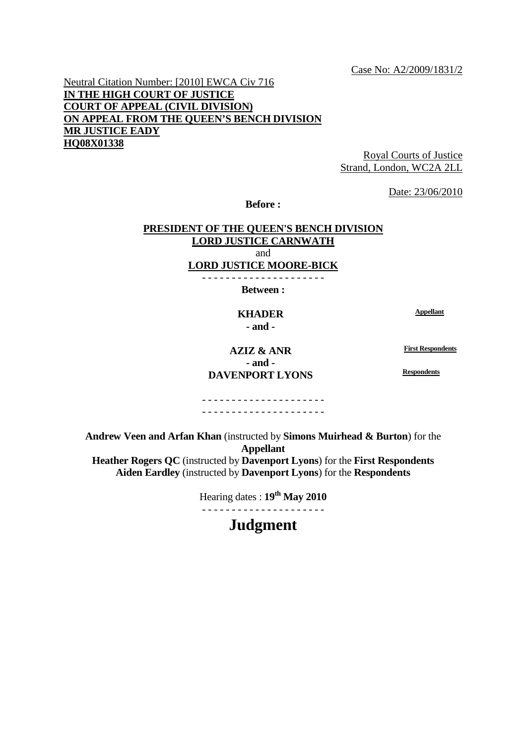Case No: A2/2009/1831/2

Neutral Citation Number: [2010] EWCA Civ 716

**IN THE HIGH COURT OF JUSTICE**
**COURT OF APPEAL (CIVIL DIVISION)**
**ON APPEAL FROM THE QUEEN'S BENCH DIVISION**
**MR JUSTICE EADY**
**HQ08X01338**

Royal Courts of Justice
Strand, London, WC2A 2LL

Date: 23/06/2010

**Before :**

**PRESIDENT OF THE QUEEN'S BENCH DIVISION**
**LORD JUSTICE CARNWATH**
and
**LORD JUSTICE MOORE-BICK**

- - - - - - - - - - - - - - - - - - - - -

**Between :**

| | |
|---|---|
| **KHADER** | **Appellant** |
| **- and -** | |
| **AZIZ & ANR** | **First Respondents** |
| **- and -** | |
| **DAVENPORT LYONS** | **Respondents** |

- - - - - - - - - - - - - - - - - - - - -

- - - - - - - - - - - - - - - - - - - - -

**Andrew Veen and Arfan Khan** (instructed by **Simons Muirhead & Burton**) for the **Appellant**
**Heather Rogers QC** (instructed by **Davenport Lyons**) for the **First Respondents**
**Aiden Eardley** (instructed by **Davenport Lyons**) for the **Respondents**

Hearing dates : **19th May 2010**

- - - - - - - - - - - - - - - - - - - - -

# Judgment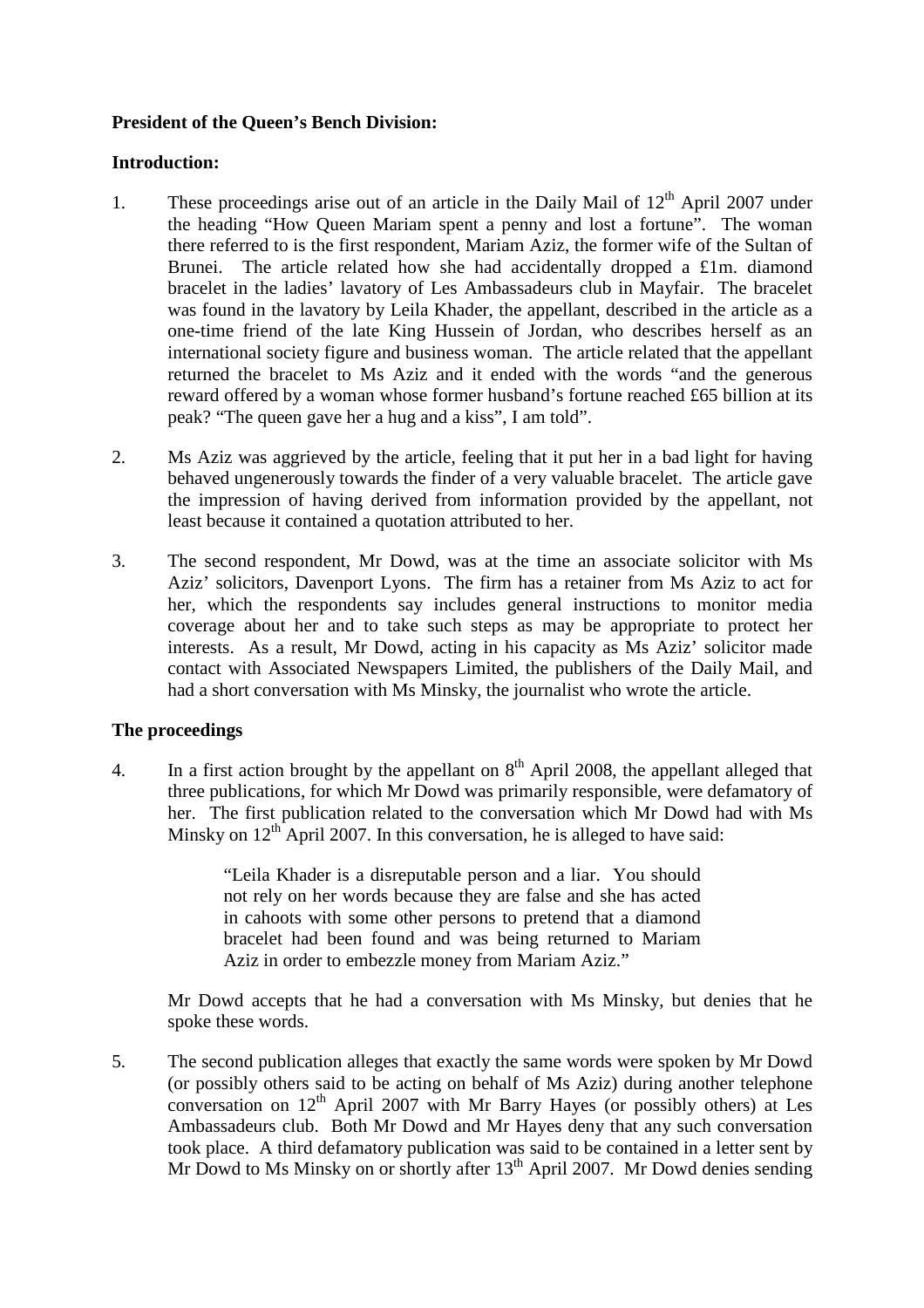**President of the Queen's Bench Division:**

**Introduction:**

1. These proceedings arise out of an article in the Daily Mail of 12th April 2007 under the heading "How Queen Mariam spent a penny and lost a fortune". The woman there referred to is the first respondent, Mariam Aziz, the former wife of the Sultan of Brunei. The article related how she had accidentally dropped a £1m. diamond bracelet in the ladies' lavatory of Les Ambassadeurs club in Mayfair. The bracelet was found in the lavatory by Leila Khader, the appellant, described in the article as a one-time friend of the late King Hussein of Jordan, who describes herself as an international society figure and business woman. The article related that the appellant returned the bracelet to Ms Aziz and it ended with the words "and the generous reward offered by a woman whose former husband's fortune reached £65 billion at its peak? "The queen gave her a hug and a kiss", I am told".

2. Ms Aziz was aggrieved by the article, feeling that it put her in a bad light for having behaved ungenerously towards the finder of a very valuable bracelet. The article gave the impression of having derived from information provided by the appellant, not least because it contained a quotation attributed to her.

3. The second respondent, Mr Dowd, was at the time an associate solicitor with Ms Aziz' solicitors, Davenport Lyons. The firm has a retainer from Ms Aziz to act for her, which the respondents say includes general instructions to monitor media coverage about her and to take such steps as may be appropriate to protect her interests. As a result, Mr Dowd, acting in his capacity as Ms Aziz' solicitor made contact with Associated Newspapers Limited, the publishers of the Daily Mail, and had a short conversation with Ms Minsky, the journalist who wrote the article.

**The proceedings**

4. In a first action brought by the appellant on 8th April 2008, the appellant alleged that three publications, for which Mr Dowd was primarily responsible, were defamatory of her. The first publication related to the conversation which Mr Dowd had with Ms Minsky on 12th April 2007. In this conversation, he is alleged to have said:

   > "Leila Khader is a disreputable person and a liar. You should not rely on her words because they are false and she has acted in cahoots with some other persons to pretend that a diamond bracelet had been found and was being returned to Mariam Aziz in order to embezzle money from Mariam Aziz."

   Mr Dowd accepts that he had a conversation with Ms Minsky, but denies that he spoke these words.

5. The second publication alleges that exactly the same words were spoken by Mr Dowd (or possibly others said to be acting on behalf of Ms Aziz) during another telephone conversation on 12th April 2007 with Mr Barry Hayes (or possibly others) at Les Ambassadeurs club. Both Mr Dowd and Mr Hayes deny that any such conversation took place. A third defamatory publication was said to be contained in a letter sent by Mr Dowd to Ms Minsky on or shortly after 13th April 2007. Mr Dowd denies sending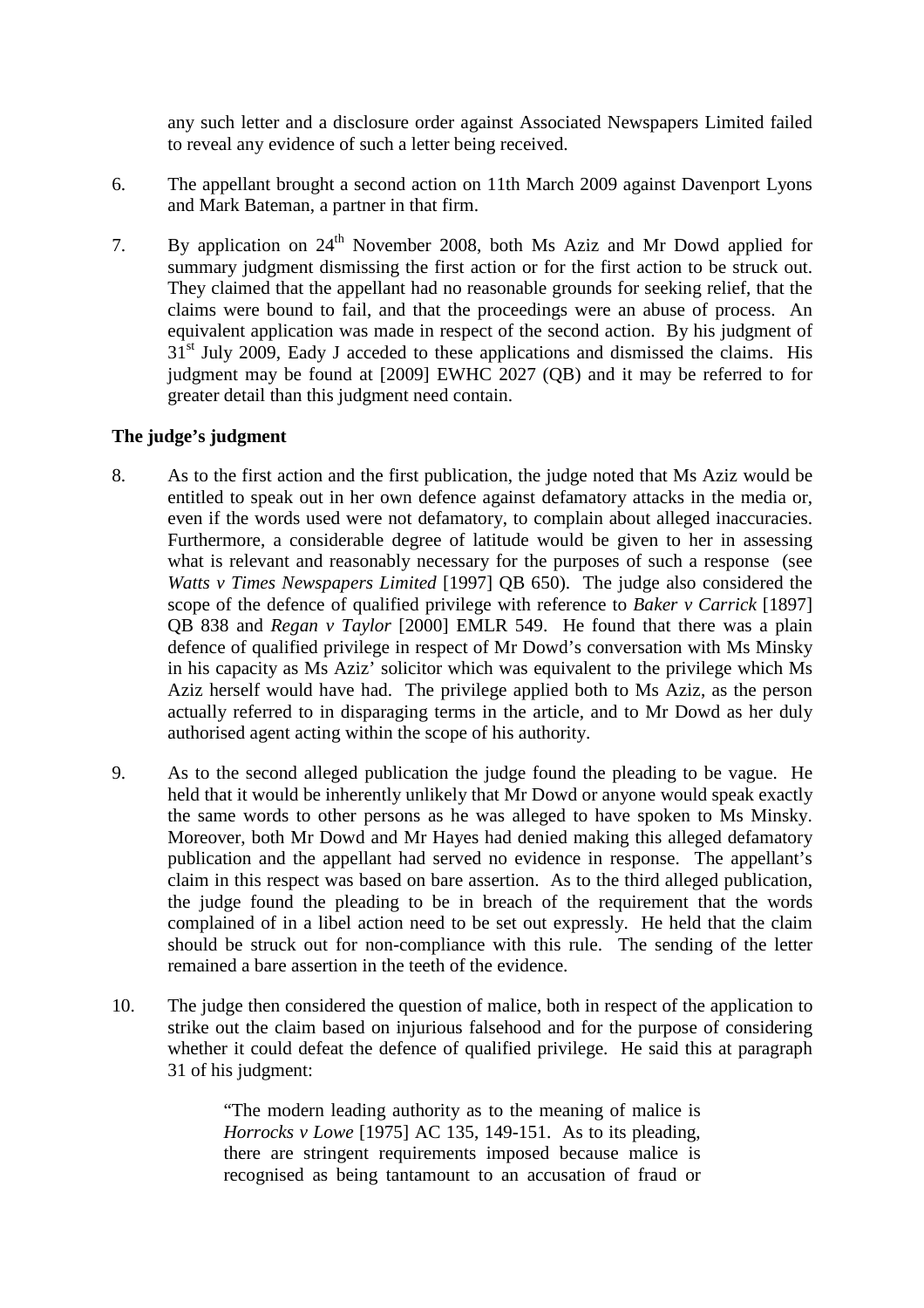any such letter and a disclosure order against Associated Newspapers Limited failed to reveal any evidence of such a letter being received.

6. The appellant brought a second action on 11th March 2009 against Davenport Lyons and Mark Bateman, a partner in that firm.

7. By application on 24th November 2008, both Ms Aziz and Mr Dowd applied for summary judgment dismissing the first action or for the first action to be struck out. They claimed that the appellant had no reasonable grounds for seeking relief, that the claims were bound to fail, and that the proceedings were an abuse of process. An equivalent application was made in respect of the second action. By his judgment of 31st July 2009, Eady J acceded to these applications and dismissed the claims. His judgment may be found at [2009] EWHC 2027 (QB) and it may be referred to for greater detail than this judgment need contain.

**The judge's judgment**

8. As to the first action and the first publication, the judge noted that Ms Aziz would be entitled to speak out in her own defence against defamatory attacks in the media or, even if the words used were not defamatory, to complain about alleged inaccuracies. Furthermore, a considerable degree of latitude would be given to her in assessing what is relevant and reasonably necessary for the purposes of such a response (see *Watts v Times Newspapers Limited* [1997] QB 650). The judge also considered the scope of the defence of qualified privilege with reference to *Baker v Carrick* [1897] QB 838 and *Regan v Taylor* [2000] EMLR 549. He found that there was a plain defence of qualified privilege in respect of Mr Dowd's conversation with Ms Minsky in his capacity as Ms Aziz' solicitor which was equivalent to the privilege which Ms Aziz herself would have had. The privilege applied both to Ms Aziz, as the person actually referred to in disparaging terms in the article, and to Mr Dowd as her duly authorised agent acting within the scope of his authority.

9. As to the second alleged publication the judge found the pleading to be vague. He held that it would be inherently unlikely that Mr Dowd or anyone would speak exactly the same words to other persons as he was alleged to have spoken to Ms Minsky. Moreover, both Mr Dowd and Mr Hayes had denied making this alleged defamatory publication and the appellant had served no evidence in response. The appellant's claim in this respect was based on bare assertion. As to the third alleged publication, the judge found the pleading to be in breach of the requirement that the words complained of in a libel action need to be set out expressly. He held that the claim should be struck out for non-compliance with this rule. The sending of the letter remained a bare assertion in the teeth of the evidence.

10. The judge then considered the question of malice, both in respect of the application to strike out the claim based on injurious falsehood and for the purpose of considering whether it could defeat the defence of qualified privilege. He said this at paragraph 31 of his judgment:

> "The modern leading authority as to the meaning of malice is *Horrocks v Lowe* [1975] AC 135, 149-151. As to its pleading, there are stringent requirements imposed because malice is recognised as being tantamount to an accusation of fraud or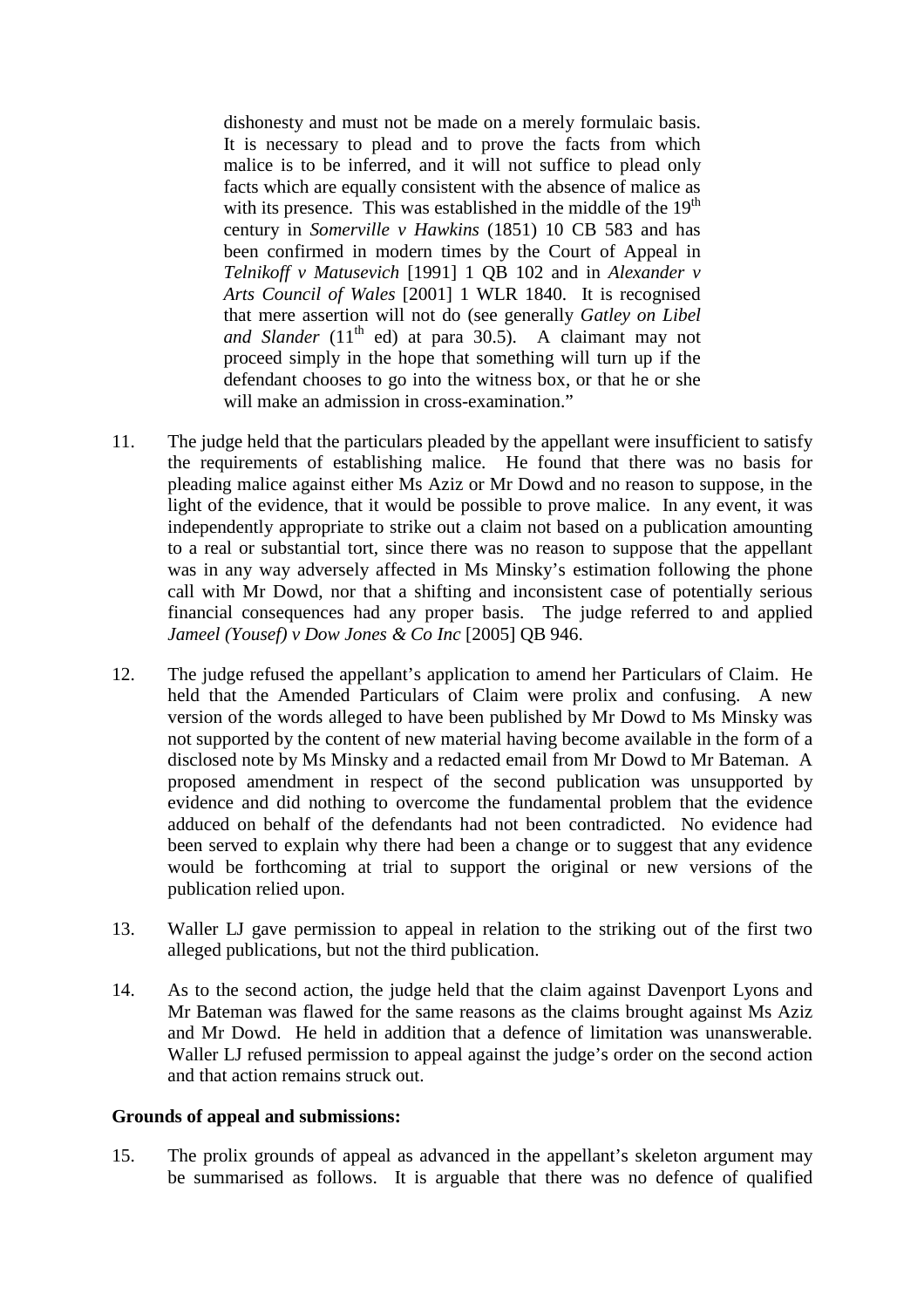> dishonesty and must not be made on a merely formulaic basis. It is necessary to plead and to prove the facts from which malice is to be inferred, and it will not suffice to plead only facts which are equally consistent with the absence of malice as with its presence. This was established in the middle of the 19th century in *Somerville v Hawkins* (1851) 10 CB 583 and has been confirmed in modern times by the Court of Appeal in *Telnikoff v Matusevich* [1991] 1 QB 102 and in *Alexander v Arts Council of Wales* [2001] 1 WLR 1840. It is recognised that mere assertion will not do (see generally *Gatley on Libel and Slander* (11th ed) at para 30.5). A claimant may not proceed simply in the hope that something will turn up if the defendant chooses to go into the witness box, or that he or she will make an admission in cross-examination."

11. The judge held that the particulars pleaded by the appellant were insufficient to satisfy the requirements of establishing malice. He found that there was no basis for pleading malice against either Ms Aziz or Mr Dowd and no reason to suppose, in the light of the evidence, that it would be possible to prove malice. In any event, it was independently appropriate to strike out a claim not based on a publication amounting to a real or substantial tort, since there was no reason to suppose that the appellant was in any way adversely affected in Ms Minsky's estimation following the phone call with Mr Dowd, nor that a shifting and inconsistent case of potentially serious financial consequences had any proper basis. The judge referred to and applied *Jameel (Yousef) v Dow Jones & Co Inc* [2005] QB 946.

12. The judge refused the appellant's application to amend her Particulars of Claim. He held that the Amended Particulars of Claim were prolix and confusing. A new version of the words alleged to have been published by Mr Dowd to Ms Minsky was not supported by the content of new material having become available in the form of a disclosed note by Ms Minsky and a redacted email from Mr Dowd to Mr Bateman. A proposed amendment in respect of the second publication was unsupported by evidence and did nothing to overcome the fundamental problem that the evidence adduced on behalf of the defendants had not been contradicted. No evidence had been served to explain why there had been a change or to suggest that any evidence would be forthcoming at trial to support the original or new versions of the publication relied upon.

13. Waller LJ gave permission to appeal in relation to the striking out of the first two alleged publications, but not the third publication.

14. As to the second action, the judge held that the claim against Davenport Lyons and Mr Bateman was flawed for the same reasons as the claims brought against Ms Aziz and Mr Dowd. He held in addition that a defence of limitation was unanswerable. Waller LJ refused permission to appeal against the judge's order on the second action and that action remains struck out.

**Grounds of appeal and submissions:**

15. The prolix grounds of appeal as advanced in the appellant's skeleton argument may be summarised as follows. It is arguable that there was no defence of qualified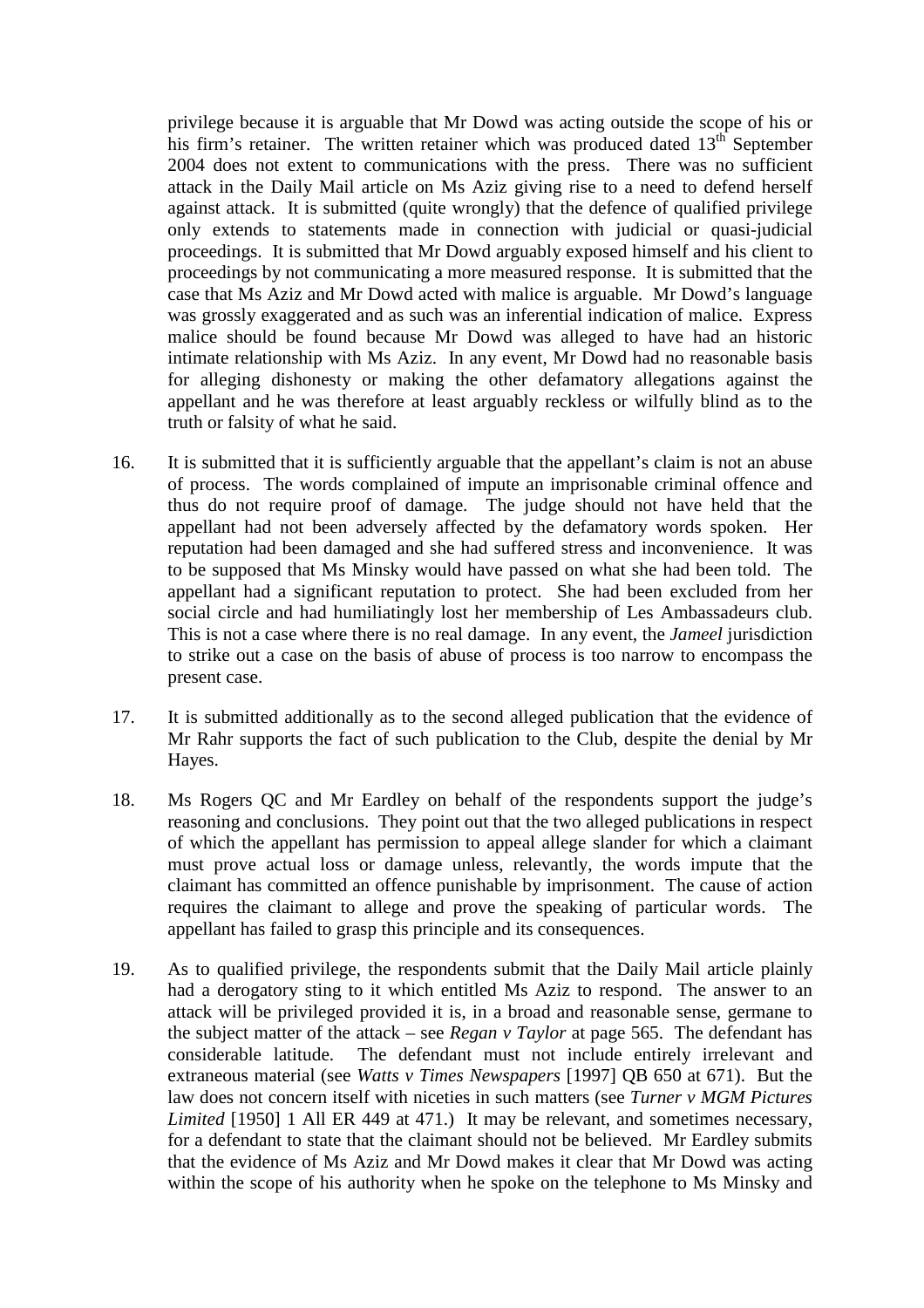privilege because it is arguable that Mr Dowd was acting outside the scope of his or his firm's retainer. The written retainer which was produced dated 13th September 2004 does not extent to communications with the press. There was no sufficient attack in the Daily Mail article on Ms Aziz giving rise to a need to defend herself against attack. It is submitted (quite wrongly) that the defence of qualified privilege only extends to statements made in connection with judicial or quasi-judicial proceedings. It is submitted that Mr Dowd arguably exposed himself and his client to proceedings by not communicating a more measured response. It is submitted that the case that Ms Aziz and Mr Dowd acted with malice is arguable. Mr Dowd's language was grossly exaggerated and as such was an inferential indication of malice. Express malice should be found because Mr Dowd was alleged to have had an historic intimate relationship with Ms Aziz. In any event, Mr Dowd had no reasonable basis for alleging dishonesty or making the other defamatory allegations against the appellant and he was therefore at least arguably reckless or wilfully blind as to the truth or falsity of what he said.

16. It is submitted that it is sufficiently arguable that the appellant's claim is not an abuse of process. The words complained of impute an imprisonable criminal offence and thus do not require proof of damage. The judge should not have held that the appellant had not been adversely affected by the defamatory words spoken. Her reputation had been damaged and she had suffered stress and inconvenience. It was to be supposed that Ms Minsky would have passed on what she had been told. The appellant had a significant reputation to protect. She had been excluded from her social circle and had humiliatingly lost her membership of Les Ambassadeurs club. This is not a case where there is no real damage. In any event, the *Jameel* jurisdiction to strike out a case on the basis of abuse of process is too narrow to encompass the present case.

17. It is submitted additionally as to the second alleged publication that the evidence of Mr Rahr supports the fact of such publication to the Club, despite the denial by Mr Hayes.

18. Ms Rogers QC and Mr Eardley on behalf of the respondents support the judge's reasoning and conclusions. They point out that the two alleged publications in respect of which the appellant has permission to appeal allege slander for which a claimant must prove actual loss or damage unless, relevantly, the words impute that the claimant has committed an offence punishable by imprisonment. The cause of action requires the claimant to allege and prove the speaking of particular words. The appellant has failed to grasp this principle and its consequences.

19. As to qualified privilege, the respondents submit that the Daily Mail article plainly had a derogatory sting to it which entitled Ms Aziz to respond. The answer to an attack will be privileged provided it is, in a broad and reasonable sense, germane to the subject matter of the attack – see *Regan v Taylor* at page 565. The defendant has considerable latitude. The defendant must not include entirely irrelevant and extraneous material (see *Watts v Times Newspapers* [1997] QB 650 at 671). But the law does not concern itself with niceties in such matters (see *Turner v MGM Pictures Limited* [1950] 1 All ER 449 at 471.) It may be relevant, and sometimes necessary, for a defendant to state that the claimant should not be believed. Mr Eardley submits that the evidence of Ms Aziz and Mr Dowd makes it clear that Mr Dowd was acting within the scope of his authority when he spoke on the telephone to Ms Minsky and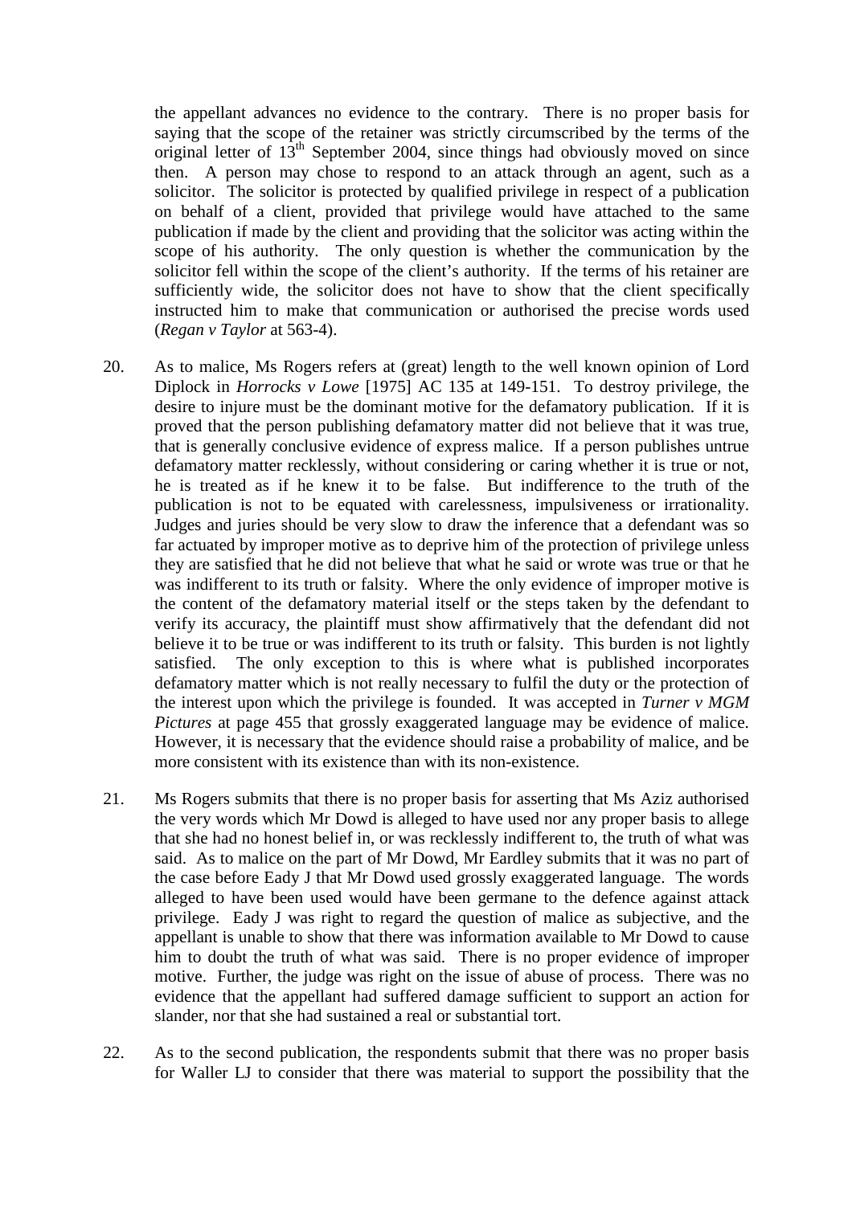the appellant advances no evidence to the contrary. There is no proper basis for saying that the scope of the retainer was strictly circumscribed by the terms of the original letter of 13th September 2004, since things had obviously moved on since then. A person may chose to respond to an attack through an agent, such as a solicitor. The solicitor is protected by qualified privilege in respect of a publication on behalf of a client, provided that privilege would have attached to the same publication if made by the client and providing that the solicitor was acting within the scope of his authority. The only question is whether the communication by the solicitor fell within the scope of the client's authority. If the terms of his retainer are sufficiently wide, the solicitor does not have to show that the client specifically instructed him to make that communication or authorised the precise words used (*Regan v Taylor* at 563-4).

20. As to malice, Ms Rogers refers at (great) length to the well known opinion of Lord Diplock in *Horrocks v Lowe* [1975] AC 135 at 149-151. To destroy privilege, the desire to injure must be the dominant motive for the defamatory publication. If it is proved that the person publishing defamatory matter did not believe that it was true, that is generally conclusive evidence of express malice. If a person publishes untrue defamatory matter recklessly, without considering or caring whether it is true or not, he is treated as if he knew it to be false. But indifference to the truth of the publication is not to be equated with carelessness, impulsiveness or irrationality. Judges and juries should be very slow to draw the inference that a defendant was so far actuated by improper motive as to deprive him of the protection of privilege unless they are satisfied that he did not believe that what he said or wrote was true or that he was indifferent to its truth or falsity. Where the only evidence of improper motive is the content of the defamatory material itself or the steps taken by the defendant to verify its accuracy, the plaintiff must show affirmatively that the defendant did not believe it to be true or was indifferent to its truth or falsity. This burden is not lightly satisfied. The only exception to this is where what is published incorporates defamatory matter which is not really necessary to fulfil the duty or the protection of the interest upon which the privilege is founded. It was accepted in *Turner v MGM Pictures* at page 455 that grossly exaggerated language may be evidence of malice. However, it is necessary that the evidence should raise a probability of malice, and be more consistent with its existence than with its non-existence.

21. Ms Rogers submits that there is no proper basis for asserting that Ms Aziz authorised the very words which Mr Dowd is alleged to have used nor any proper basis to allege that she had no honest belief in, or was recklessly indifferent to, the truth of what was said. As to malice on the part of Mr Dowd, Mr Eardley submits that it was no part of the case before Eady J that Mr Dowd used grossly exaggerated language. The words alleged to have been used would have been germane to the defence against attack privilege. Eady J was right to regard the question of malice as subjective, and the appellant is unable to show that there was information available to Mr Dowd to cause him to doubt the truth of what was said. There is no proper evidence of improper motive. Further, the judge was right on the issue of abuse of process. There was no evidence that the appellant had suffered damage sufficient to support an action for slander, nor that she had sustained a real or substantial tort.

22. As to the second publication, the respondents submit that there was no proper basis for Waller LJ to consider that there was material to support the possibility that the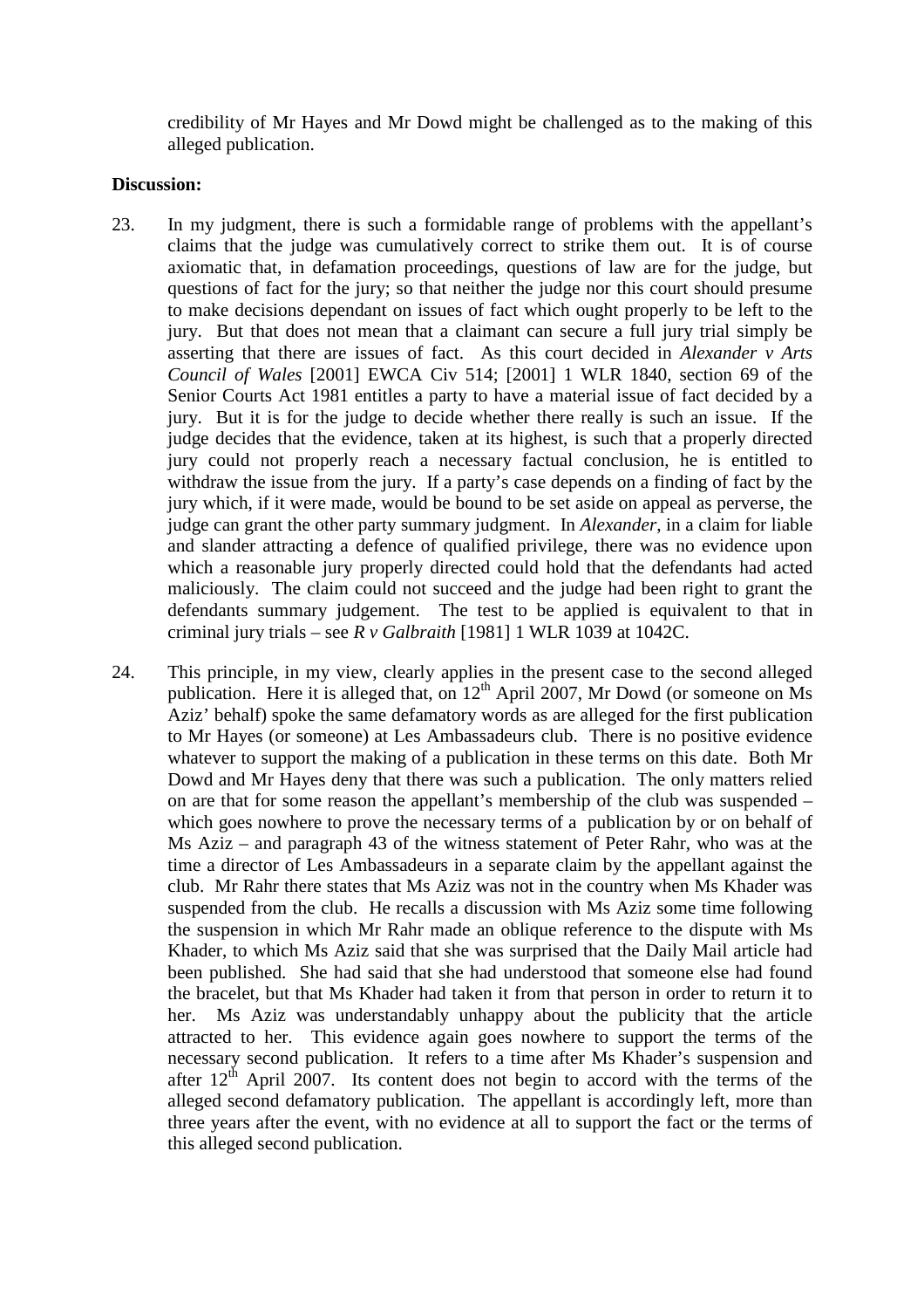credibility of Mr Hayes and Mr Dowd might be challenged as to the making of this alleged publication.

**Discussion:**

23. In my judgment, there is such a formidable range of problems with the appellant's claims that the judge was cumulatively correct to strike them out. It is of course axiomatic that, in defamation proceedings, questions of law are for the judge, but questions of fact for the jury; so that neither the judge nor this court should presume to make decisions dependant on issues of fact which ought properly to be left to the jury. But that does not mean that a claimant can secure a full jury trial simply be asserting that there are issues of fact. As this court decided in *Alexander v Arts Council of Wales* [2001] EWCA Civ 514; [2001] 1 WLR 1840, section 69 of the Senior Courts Act 1981 entitles a party to have a material issue of fact decided by a jury. But it is for the judge to decide whether there really is such an issue. If the judge decides that the evidence, taken at its highest, is such that a properly directed jury could not properly reach a necessary factual conclusion, he is entitled to withdraw the issue from the jury. If a party's case depends on a finding of fact by the jury which, if it were made, would be bound to be set aside on appeal as perverse, the judge can grant the other party summary judgment. In *Alexander*, in a claim for liable and slander attracting a defence of qualified privilege, there was no evidence upon which a reasonable jury properly directed could hold that the defendants had acted maliciously. The claim could not succeed and the judge had been right to grant the defendants summary judgement. The test to be applied is equivalent to that in criminal jury trials – see *R v Galbraith* [1981] 1 WLR 1039 at 1042C.

24. This principle, in my view, clearly applies in the present case to the second alleged publication. Here it is alleged that, on 12th April 2007, Mr Dowd (or someone on Ms Aziz' behalf) spoke the same defamatory words as are alleged for the first publication to Mr Hayes (or someone) at Les Ambassadeurs club. There is no positive evidence whatever to support the making of a publication in these terms on this date. Both Mr Dowd and Mr Hayes deny that there was such a publication. The only matters relied on are that for some reason the appellant's membership of the club was suspended – which goes nowhere to prove the necessary terms of a publication by or on behalf of Ms Aziz – and paragraph 43 of the witness statement of Peter Rahr, who was at the time a director of Les Ambassadeurs in a separate claim by the appellant against the club. Mr Rahr there states that Ms Aziz was not in the country when Ms Khader was suspended from the club. He recalls a discussion with Ms Aziz some time following the suspension in which Mr Rahr made an oblique reference to the dispute with Ms Khader, to which Ms Aziz said that she was surprised that the Daily Mail article had been published. She had said that she had understood that someone else had found the bracelet, but that Ms Khader had taken it from that person in order to return it to her. Ms Aziz was understandably unhappy about the publicity that the article attracted to her. This evidence again goes nowhere to support the terms of the necessary second publication. It refers to a time after Ms Khader's suspension and after 12th April 2007. Its content does not begin to accord with the terms of the alleged second defamatory publication. The appellant is accordingly left, more than three years after the event, with no evidence at all to support the fact or the terms of this alleged second publication.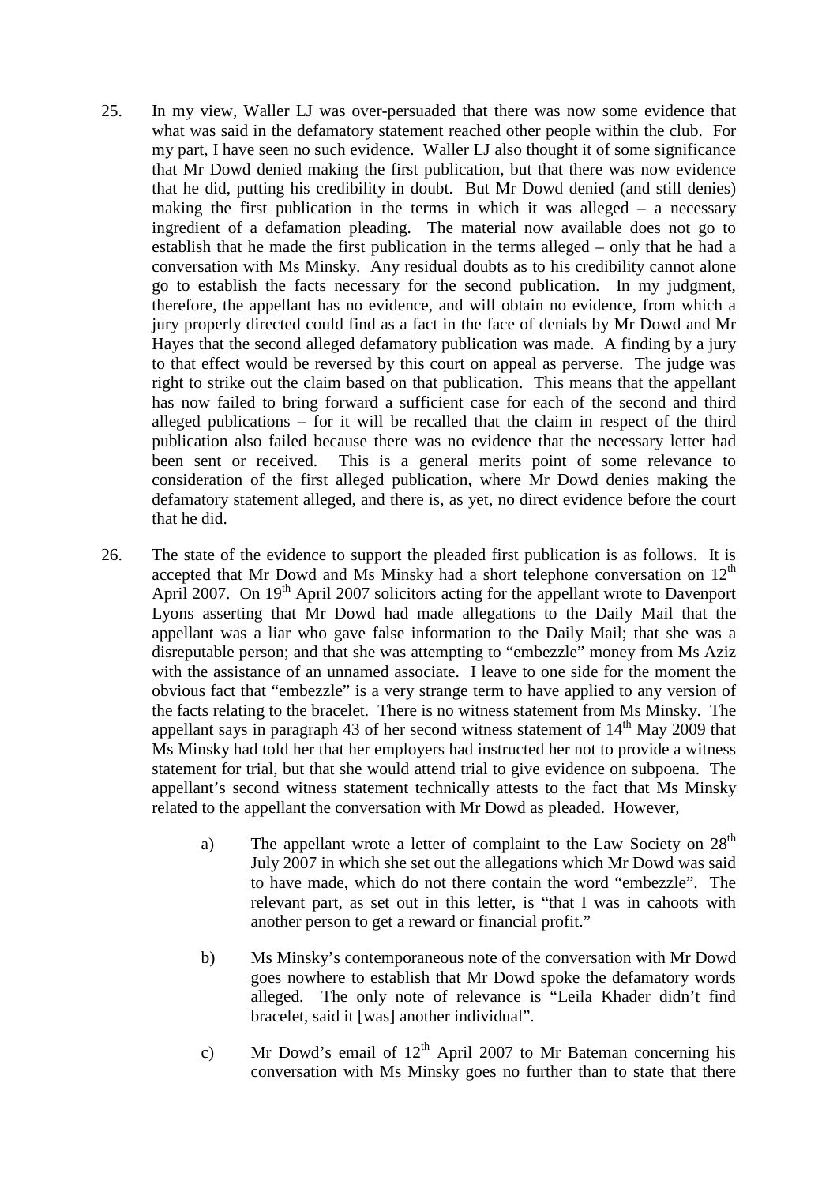25. In my view, Waller LJ was over-persuaded that there was now some evidence that what was said in the defamatory statement reached other people within the club. For my part, I have seen no such evidence. Waller LJ also thought it of some significance that Mr Dowd denied making the first publication, but that there was now evidence that he did, putting his credibility in doubt. But Mr Dowd denied (and still denies) making the first publication in the terms in which it was alleged – a necessary ingredient of a defamation pleading. The material now available does not go to establish that he made the first publication in the terms alleged – only that he had a conversation with Ms Minsky. Any residual doubts as to his credibility cannot alone go to establish the facts necessary for the second publication. In my judgment, therefore, the appellant has no evidence, and will obtain no evidence, from which a jury properly directed could find as a fact in the face of denials by Mr Dowd and Mr Hayes that the second alleged defamatory publication was made. A finding by a jury to that effect would be reversed by this court on appeal as perverse. The judge was right to strike out the claim based on that publication. This means that the appellant has now failed to bring forward a sufficient case for each of the second and third alleged publications – for it will be recalled that the claim in respect of the third publication also failed because there was no evidence that the necessary letter had been sent or received. This is a general merits point of some relevance to consideration of the first alleged publication, where Mr Dowd denies making the defamatory statement alleged, and there is, as yet, no direct evidence before the court that he did.

26. The state of the evidence to support the pleaded first publication is as follows. It is accepted that Mr Dowd and Ms Minsky had a short telephone conversation on 12th April 2007. On 19th April 2007 solicitors acting for the appellant wrote to Davenport Lyons asserting that Mr Dowd had made allegations to the Daily Mail that the appellant was a liar who gave false information to the Daily Mail; that she was a disreputable person; and that she was attempting to "embezzle" money from Ms Aziz with the assistance of an unnamed associate. I leave to one side for the moment the obvious fact that "embezzle" is a very strange term to have applied to any version of the facts relating to the bracelet. There is no witness statement from Ms Minsky. The appellant says in paragraph 43 of her second witness statement of 14th May 2009 that Ms Minsky had told her that her employers had instructed her not to provide a witness statement for trial, but that she would attend trial to give evidence on subpoena. The appellant's second witness statement technically attests to the fact that Ms Minsky related to the appellant the conversation with Mr Dowd as pleaded. However,

    a) The appellant wrote a letter of complaint to the Law Society on 28th July 2007 in which she set out the allegations which Mr Dowd was said to have made, which do not there contain the word "embezzle". The relevant part, as set out in this letter, is "that I was in cahoots with another person to get a reward or financial profit."

    b) Ms Minsky's contemporaneous note of the conversation with Mr Dowd goes nowhere to establish that Mr Dowd spoke the defamatory words alleged. The only note of relevance is "Leila Khader didn't find bracelet, said it [was] another individual".

    c) Mr Dowd's email of 12th April 2007 to Mr Bateman concerning his conversation with Ms Minsky goes no further than to state that there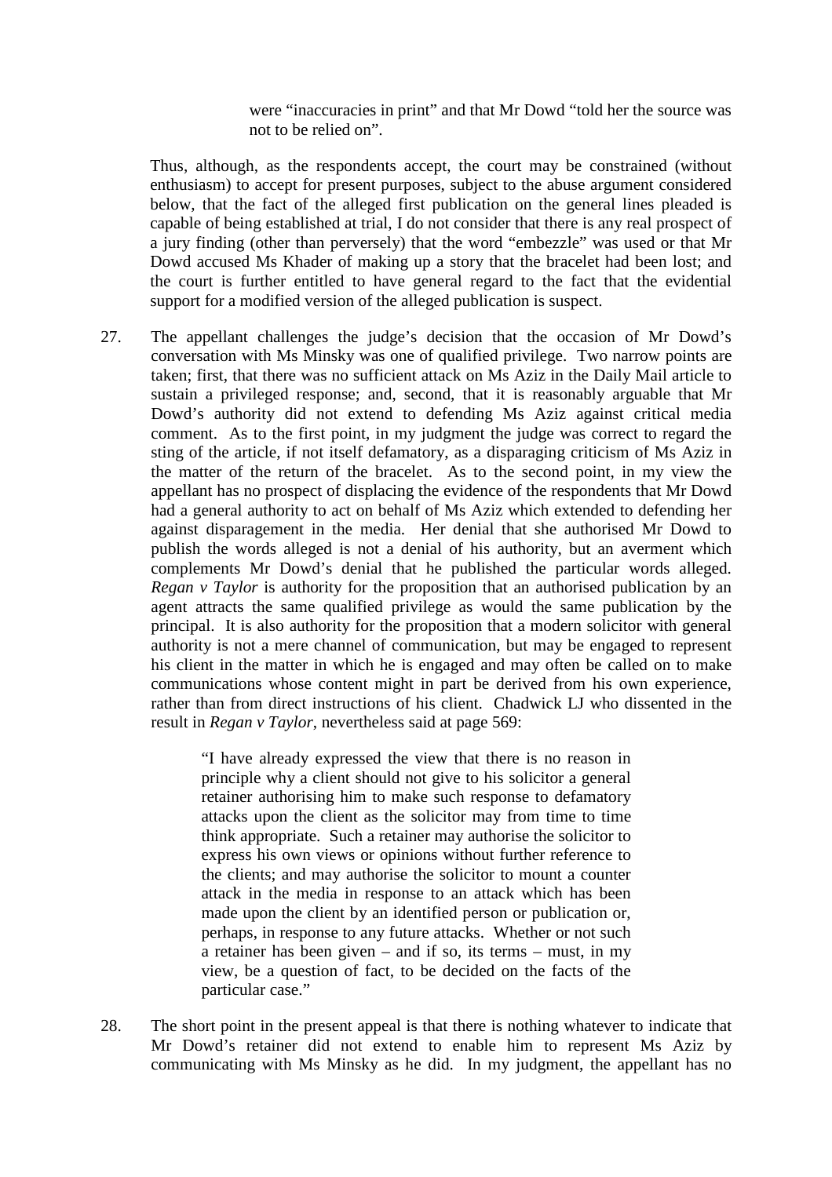> were "inaccuracies in print" and that Mr Dowd "told her the source was not to be relied on".

Thus, although, as the respondents accept, the court may be constrained (without enthusiasm) to accept for present purposes, subject to the abuse argument considered below, that the fact of the alleged first publication on the general lines pleaded is capable of being established at trial, I do not consider that there is any real prospect of a jury finding (other than perversely) that the word "embezzle" was used or that Mr Dowd accused Ms Khader of making up a story that the bracelet had been lost; and the court is further entitled to have general regard to the fact that the evidential support for a modified version of the alleged publication is suspect.

27. The appellant challenges the judge's decision that the occasion of Mr Dowd's conversation with Ms Minsky was one of qualified privilege. Two narrow points are taken; first, that there was no sufficient attack on Ms Aziz in the Daily Mail article to sustain a privileged response; and, second, that it is reasonably arguable that Mr Dowd's authority did not extend to defending Ms Aziz against critical media comment. As to the first point, in my judgment the judge was correct to regard the sting of the article, if not itself defamatory, as a disparaging criticism of Ms Aziz in the matter of the return of the bracelet. As to the second point, in my view the appellant has no prospect of displacing the evidence of the respondents that Mr Dowd had a general authority to act on behalf of Ms Aziz which extended to defending her against disparagement in the media. Her denial that she authorised Mr Dowd to publish the words alleged is not a denial of his authority, but an averment which complements Mr Dowd's denial that he published the particular words alleged. *Regan v Taylor* is authority for the proposition that an authorised publication by an agent attracts the same qualified privilege as would the same publication by the principal. It is also authority for the proposition that a modern solicitor with general authority is not a mere channel of communication, but may be engaged to represent his client in the matter in which he is engaged and may often be called on to make communications whose content might in part be derived from his own experience, rather than from direct instructions of his client. Chadwick LJ who dissented in the result in *Regan v Taylor*, nevertheless said at page 569:

> "I have already expressed the view that there is no reason in principle why a client should not give to his solicitor a general retainer authorising him to make such response to defamatory attacks upon the client as the solicitor may from time to time think appropriate. Such a retainer may authorise the solicitor to express his own views or opinions without further reference to the clients; and may authorise the solicitor to mount a counter attack in the media in response to an attack which has been made upon the client by an identified person or publication or, perhaps, in response to any future attacks. Whether or not such a retainer has been given – and if so, its terms – must, in my view, be a question of fact, to be decided on the facts of the particular case."

28. The short point in the present appeal is that there is nothing whatever to indicate that Mr Dowd's retainer did not extend to enable him to represent Ms Aziz by communicating with Ms Minsky as he did. In my judgment, the appellant has no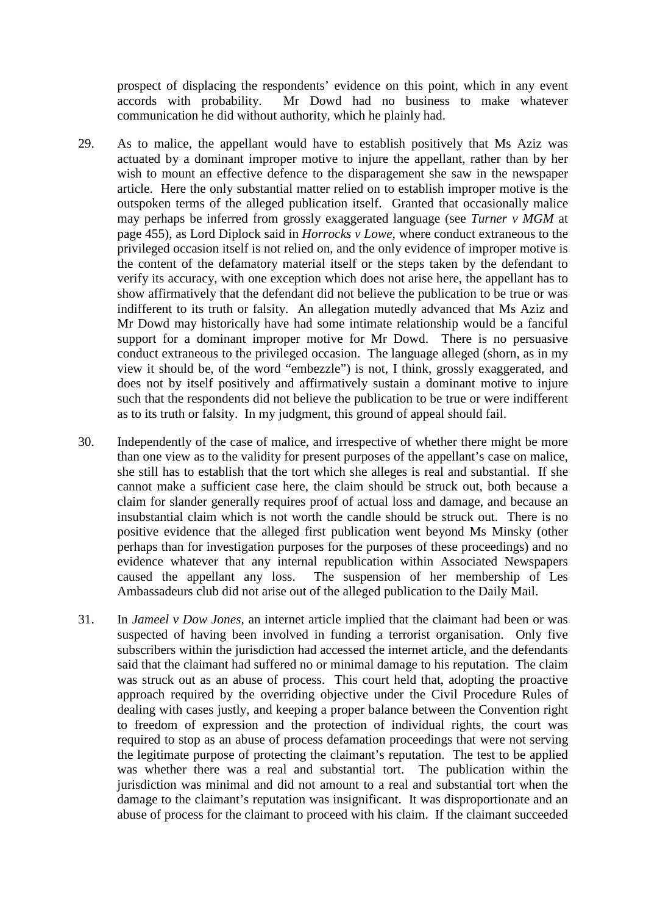prospect of displacing the respondents' evidence on this point, which in any event accords with probability. Mr Dowd had no business to make whatever communication he did without authority, which he plainly had.

29. As to malice, the appellant would have to establish positively that Ms Aziz was actuated by a dominant improper motive to injure the appellant, rather than by her wish to mount an effective defence to the disparagement she saw in the newspaper article. Here the only substantial matter relied on to establish improper motive is the outspoken terms of the alleged publication itself. Granted that occasionally malice may perhaps be inferred from grossly exaggerated language (see *Turner v MGM* at page 455), as Lord Diplock said in *Horrocks v Lowe*, where conduct extraneous to the privileged occasion itself is not relied on, and the only evidence of improper motive is the content of the defamatory material itself or the steps taken by the defendant to verify its accuracy, with one exception which does not arise here, the appellant has to show affirmatively that the defendant did not believe the publication to be true or was indifferent to its truth or falsity. An allegation mutedly advanced that Ms Aziz and Mr Dowd may historically have had some intimate relationship would be a fanciful support for a dominant improper motive for Mr Dowd. There is no persuasive conduct extraneous to the privileged occasion. The language alleged (shorn, as in my view it should be, of the word "embezzle") is not, I think, grossly exaggerated, and does not by itself positively and affirmatively sustain a dominant motive to injure such that the respondents did not believe the publication to be true or were indifferent as to its truth or falsity. In my judgment, this ground of appeal should fail.

30. Independently of the case of malice, and irrespective of whether there might be more than one view as to the validity for present purposes of the appellant's case on malice, she still has to establish that the tort which she alleges is real and substantial. If she cannot make a sufficient case here, the claim should be struck out, both because a claim for slander generally requires proof of actual loss and damage, and because an insubstantial claim which is not worth the candle should be struck out. There is no positive evidence that the alleged first publication went beyond Ms Minsky (other perhaps than for investigation purposes for the purposes of these proceedings) and no evidence whatever that any internal republication within Associated Newspapers caused the appellant any loss. The suspension of her membership of Les Ambassadeurs club did not arise out of the alleged publication to the Daily Mail.

31. In *Jameel v Dow Jones*, an internet article implied that the claimant had been or was suspected of having been involved in funding a terrorist organisation. Only five subscribers within the jurisdiction had accessed the internet article, and the defendants said that the claimant had suffered no or minimal damage to his reputation. The claim was struck out as an abuse of process. This court held that, adopting the proactive approach required by the overriding objective under the Civil Procedure Rules of dealing with cases justly, and keeping a proper balance between the Convention right to freedom of expression and the protection of individual rights, the court was required to stop as an abuse of process defamation proceedings that were not serving the legitimate purpose of protecting the claimant's reputation. The test to be applied was whether there was a real and substantial tort. The publication within the jurisdiction was minimal and did not amount to a real and substantial tort when the damage to the claimant's reputation was insignificant. It was disproportionate and an abuse of process for the claimant to proceed with his claim. If the claimant succeeded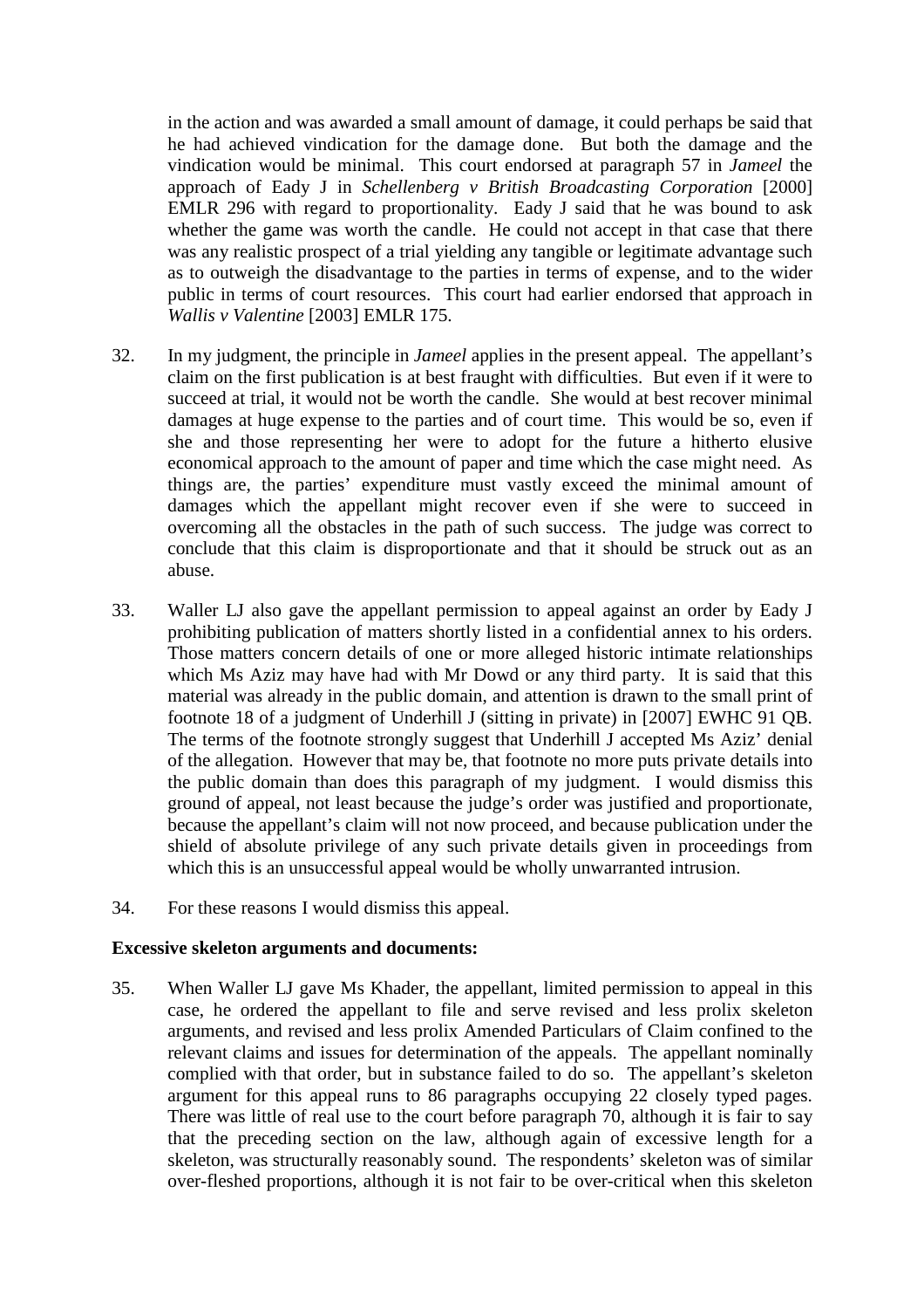in the action and was awarded a small amount of damage, it could perhaps be said that he had achieved vindication for the damage done. But both the damage and the vindication would be minimal. This court endorsed at paragraph 57 in *Jameel* the approach of Eady J in *Schellenberg v British Broadcasting Corporation* [2000] EMLR 296 with regard to proportionality. Eady J said that he was bound to ask whether the game was worth the candle. He could not accept in that case that there was any realistic prospect of a trial yielding any tangible or legitimate advantage such as to outweigh the disadvantage to the parties in terms of expense, and to the wider public in terms of court resources. This court had earlier endorsed that approach in *Wallis v Valentine* [2003] EMLR 175.

32. In my judgment, the principle in *Jameel* applies in the present appeal. The appellant's claim on the first publication is at best fraught with difficulties. But even if it were to succeed at trial, it would not be worth the candle. She would at best recover minimal damages at huge expense to the parties and of court time. This would be so, even if she and those representing her were to adopt for the future a hitherto elusive economical approach to the amount of paper and time which the case might need. As things are, the parties' expenditure must vastly exceed the minimal amount of damages which the appellant might recover even if she were to succeed in overcoming all the obstacles in the path of such success. The judge was correct to conclude that this claim is disproportionate and that it should be struck out as an abuse.

33. Waller LJ also gave the appellant permission to appeal against an order by Eady J prohibiting publication of matters shortly listed in a confidential annex to his orders. Those matters concern details of one or more alleged historic intimate relationships which Ms Aziz may have had with Mr Dowd or any third party. It is said that this material was already in the public domain, and attention is drawn to the small print of footnote 18 of a judgment of Underhill J (sitting in private) in [2007] EWHC 91 QB. The terms of the footnote strongly suggest that Underhill J accepted Ms Aziz' denial of the allegation. However that may be, that footnote no more puts private details into the public domain than does this paragraph of my judgment. I would dismiss this ground of appeal, not least because the judge's order was justified and proportionate, because the appellant's claim will not now proceed, and because publication under the shield of absolute privilege of any such private details given in proceedings from which this is an unsuccessful appeal would be wholly unwarranted intrusion.

34. For these reasons I would dismiss this appeal.

**Excessive skeleton arguments and documents:**

35. When Waller LJ gave Ms Khader, the appellant, limited permission to appeal in this case, he ordered the appellant to file and serve revised and less prolix skeleton arguments, and revised and less prolix Amended Particulars of Claim confined to the relevant claims and issues for determination of the appeals. The appellant nominally complied with that order, but in substance failed to do so. The appellant's skeleton argument for this appeal runs to 86 paragraphs occupying 22 closely typed pages. There was little of real use to the court before paragraph 70, although it is fair to say that the preceding section on the law, although again of excessive length for a skeleton, was structurally reasonably sound. The respondents' skeleton was of similar over-fleshed proportions, although it is not fair to be over-critical when this skeleton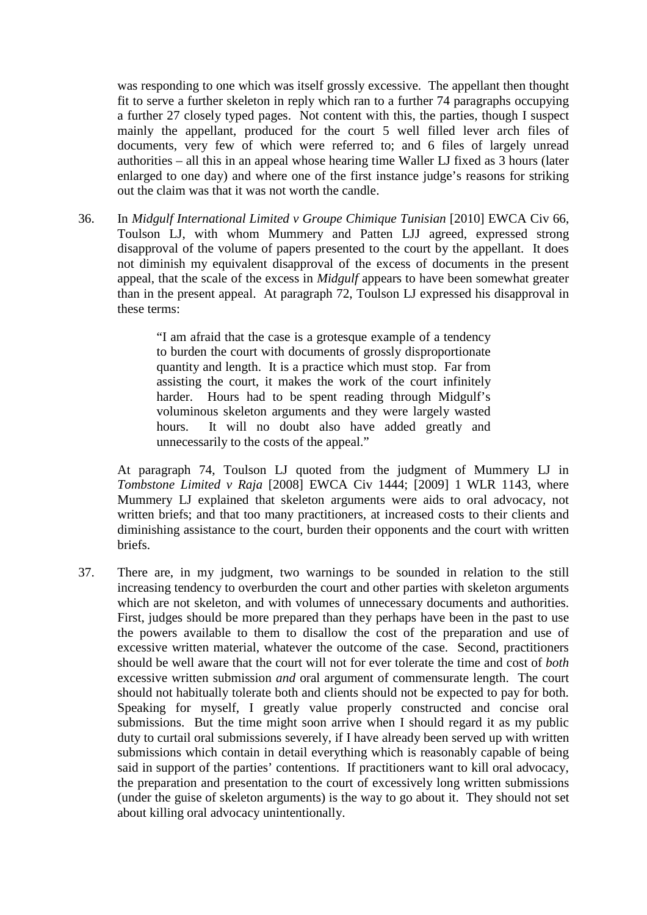was responding to one which was itself grossly excessive. The appellant then thought fit to serve a further skeleton in reply which ran to a further 74 paragraphs occupying a further 27 closely typed pages. Not content with this, the parties, though I suspect mainly the appellant, produced for the court 5 well filled lever arch files of documents, very few of which were referred to; and 6 files of largely unread authorities – all this in an appeal whose hearing time Waller LJ fixed as 3 hours (later enlarged to one day) and where one of the first instance judge's reasons for striking out the claim was that it was not worth the candle.

36. In *Midgulf International Limited v Groupe Chimique Tunisian* [2010] EWCA Civ 66, Toulson LJ, with whom Mummery and Patten LJJ agreed, expressed strong disapproval of the volume of papers presented to the court by the appellant. It does not diminish my equivalent disapproval of the excess of documents in the present appeal, that the scale of the excess in *Midgulf* appears to have been somewhat greater than in the present appeal. At paragraph 72, Toulson LJ expressed his disapproval in these terms:

> "I am afraid that the case is a grotesque example of a tendency to burden the court with documents of grossly disproportionate quantity and length. It is a practice which must stop. Far from assisting the court, it makes the work of the court infinitely harder. Hours had to be spent reading through Midgulf's voluminous skeleton arguments and they were largely wasted hours. It will no doubt also have added greatly and unnecessarily to the costs of the appeal."

At paragraph 74, Toulson LJ quoted from the judgment of Mummery LJ in *Tombstone Limited v Raja* [2008] EWCA Civ 1444; [2009] 1 WLR 1143, where Mummery LJ explained that skeleton arguments were aids to oral advocacy, not written briefs; and that too many practitioners, at increased costs to their clients and diminishing assistance to the court, burden their opponents and the court with written briefs.

37. There are, in my judgment, two warnings to be sounded in relation to the still increasing tendency to overburden the court and other parties with skeleton arguments which are not skeleton, and with volumes of unnecessary documents and authorities. First, judges should be more prepared than they perhaps have been in the past to use the powers available to them to disallow the cost of the preparation and use of excessive written material, whatever the outcome of the case. Second, practitioners should be well aware that the court will not for ever tolerate the time and cost of *both* excessive written submission *and* oral argument of commensurate length. The court should not habitually tolerate both and clients should not be expected to pay for both. Speaking for myself, I greatly value properly constructed and concise oral submissions. But the time might soon arrive when I should regard it as my public duty to curtail oral submissions severely, if I have already been served up with written submissions which contain in detail everything which is reasonably capable of being said in support of the parties' contentions. If practitioners want to kill oral advocacy, the preparation and presentation to the court of excessively long written submissions (under the guise of skeleton arguments) is the way to go about it. They should not set about killing oral advocacy unintentionally.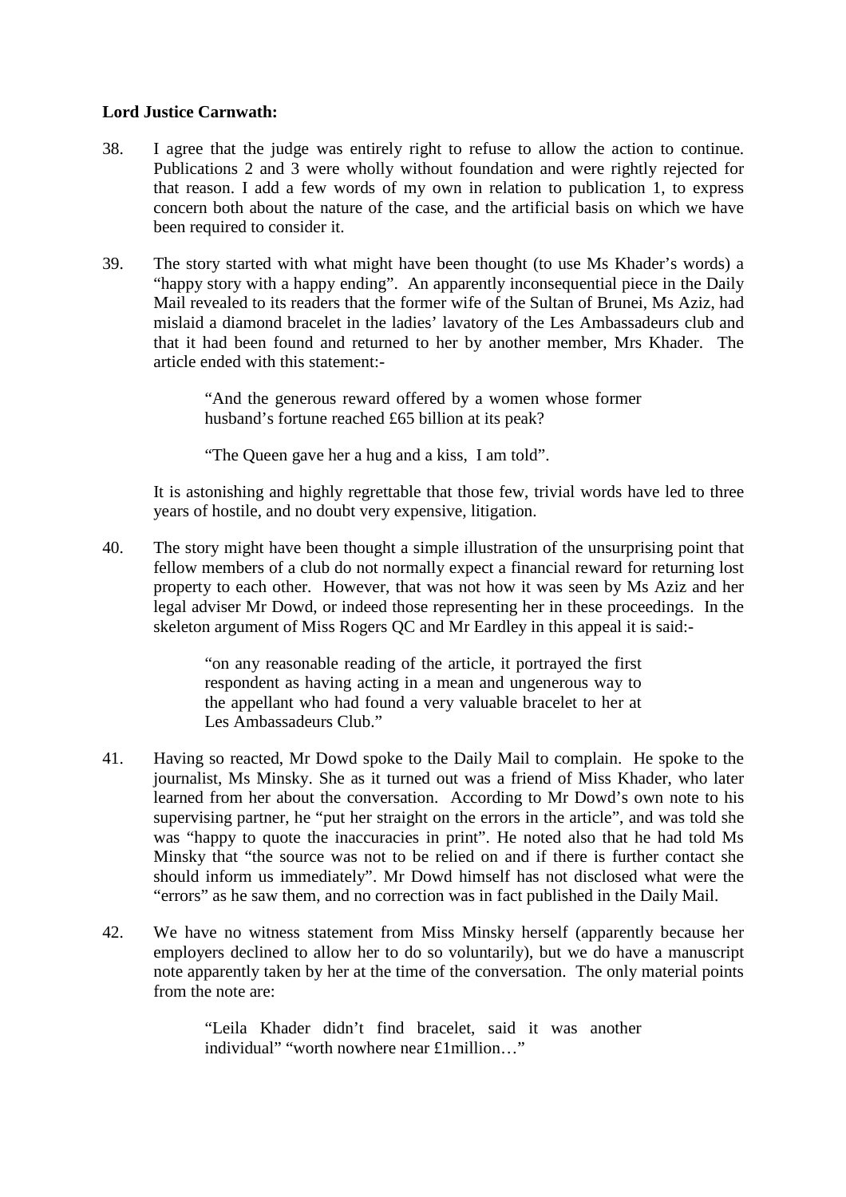**Lord Justice Carnwath:**

38. I agree that the judge was entirely right to refuse to allow the action to continue. Publications 2 and 3 were wholly without foundation and were rightly rejected for that reason. I add a few words of my own in relation to publication 1, to express concern both about the nature of the case, and the artificial basis on which we have been required to consider it.

39. The story started with what might have been thought (to use Ms Khader's words) a "happy story with a happy ending". An apparently inconsequential piece in the Daily Mail revealed to its readers that the former wife of the Sultan of Brunei, Ms Aziz, had mislaid a diamond bracelet in the ladies' lavatory of the Les Ambassadeurs club and that it had been found and returned to her by another member, Mrs Khader. The article ended with this statement:-

> "And the generous reward offered by a women whose former husband's fortune reached £65 billion at its peak?
>
> "The Queen gave her a hug and a kiss, I am told".

It is astonishing and highly regrettable that those few, trivial words have led to three years of hostile, and no doubt very expensive, litigation.

40. The story might have been thought a simple illustration of the unsurprising point that fellow members of a club do not normally expect a financial reward for returning lost property to each other. However, that was not how it was seen by Ms Aziz and her legal adviser Mr Dowd, or indeed those representing her in these proceedings. In the skeleton argument of Miss Rogers QC and Mr Eardley in this appeal it is said:-

> "on any reasonable reading of the article, it portrayed the first respondent as having acting in a mean and ungenerous way to the appellant who had found a very valuable bracelet to her at Les Ambassadeurs Club."

41. Having so reacted, Mr Dowd spoke to the Daily Mail to complain. He spoke to the journalist, Ms Minsky. She as it turned out was a friend of Miss Khader, who later learned from her about the conversation. According to Mr Dowd's own note to his supervising partner, he "put her straight on the errors in the article", and was told she was "happy to quote the inaccuracies in print". He noted also that he had told Ms Minsky that "the source was not to be relied on and if there is further contact she should inform us immediately". Mr Dowd himself has not disclosed what were the "errors" as he saw them, and no correction was in fact published in the Daily Mail.

42. We have no witness statement from Miss Minsky herself (apparently because her employers declined to allow her to do so voluntarily), but we do have a manuscript note apparently taken by her at the time of the conversation. The only material points from the note are:

> "Leila Khader didn't find bracelet, said it was another individual" "worth nowhere near £1million…"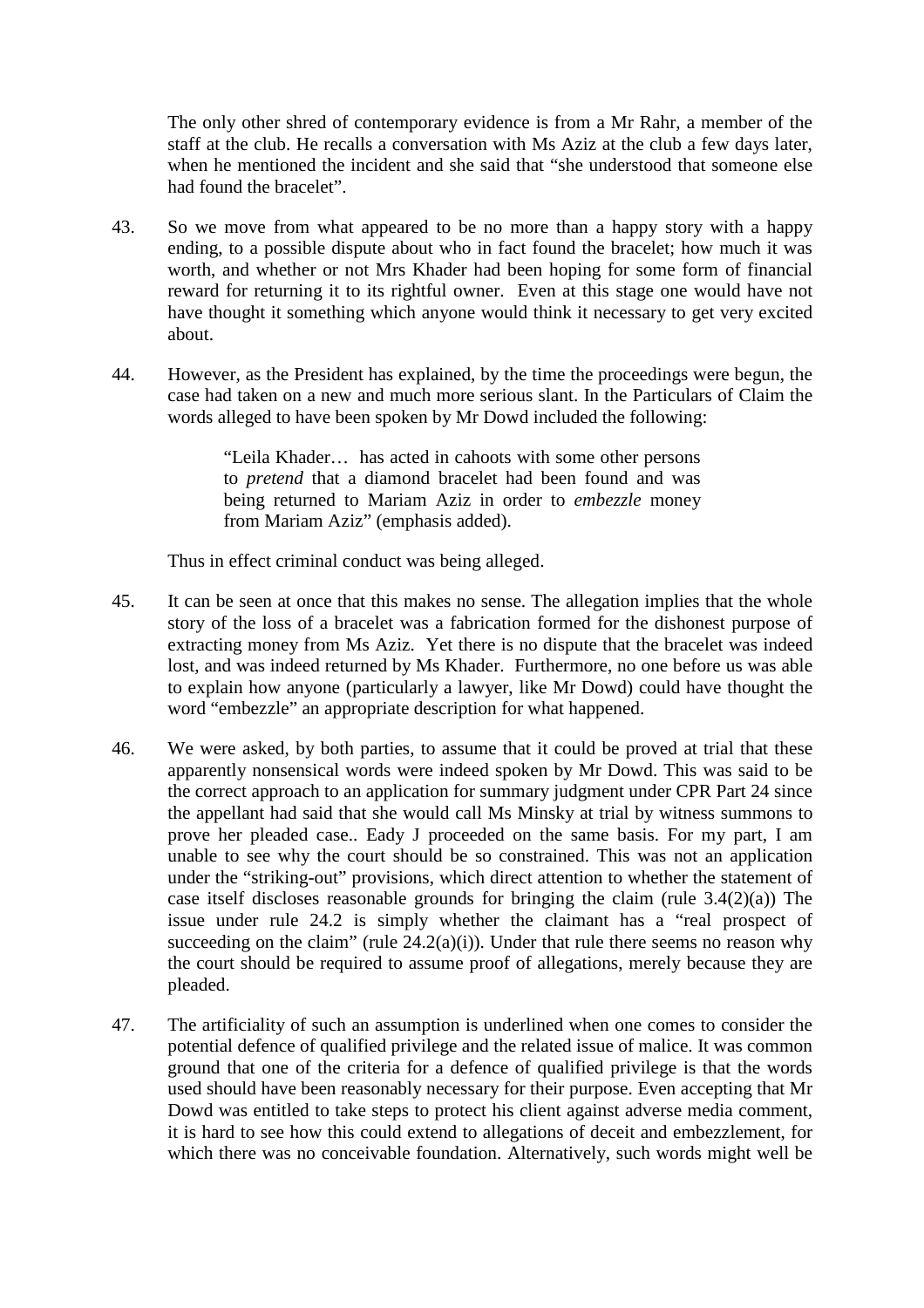The only other shred of contemporary evidence is from a Mr Rahr, a member of the staff at the club. He recalls a conversation with Ms Aziz at the club a few days later, when he mentioned the incident and she said that "she understood that someone else had found the bracelet".

43. So we move from what appeared to be no more than a happy story with a happy ending, to a possible dispute about who in fact found the bracelet; how much it was worth, and whether or not Mrs Khader had been hoping for some form of financial reward for returning it to its rightful owner. Even at this stage one would have not have thought it something which anyone would think it necessary to get very excited about.

44. However, as the President has explained, by the time the proceedings were begun, the case had taken on a new and much more serious slant. In the Particulars of Claim the words alleged to have been spoken by Mr Dowd included the following:

> "Leila Khader… has acted in cahoots with some other persons to *pretend* that a diamond bracelet had been found and was being returned to Mariam Aziz in order to *embezzle* money from Mariam Aziz" (emphasis added).

Thus in effect criminal conduct was being alleged.

45. It can be seen at once that this makes no sense. The allegation implies that the whole story of the loss of a bracelet was a fabrication formed for the dishonest purpose of extracting money from Ms Aziz. Yet there is no dispute that the bracelet was indeed lost, and was indeed returned by Ms Khader. Furthermore, no one before us was able to explain how anyone (particularly a lawyer, like Mr Dowd) could have thought the word "embezzle" an appropriate description for what happened.

46. We were asked, by both parties, to assume that it could be proved at trial that these apparently nonsensical words were indeed spoken by Mr Dowd. This was said to be the correct approach to an application for summary judgment under CPR Part 24 since the appellant had said that she would call Ms Minsky at trial by witness summons to prove her pleaded case.. Eady J proceeded on the same basis. For my part, I am unable to see why the court should be so constrained. This was not an application under the "striking-out" provisions, which direct attention to whether the statement of case itself discloses reasonable grounds for bringing the claim (rule 3.4(2)(a)) The issue under rule 24.2 is simply whether the claimant has a "real prospect of succeeding on the claim" (rule 24.2(a)(i)). Under that rule there seems no reason why the court should be required to assume proof of allegations, merely because they are pleaded.

47. The artificiality of such an assumption is underlined when one comes to consider the potential defence of qualified privilege and the related issue of malice. It was common ground that one of the criteria for a defence of qualified privilege is that the words used should have been reasonably necessary for their purpose. Even accepting that Mr Dowd was entitled to take steps to protect his client against adverse media comment, it is hard to see how this could extend to allegations of deceit and embezzlement, for which there was no conceivable foundation. Alternatively, such words might well be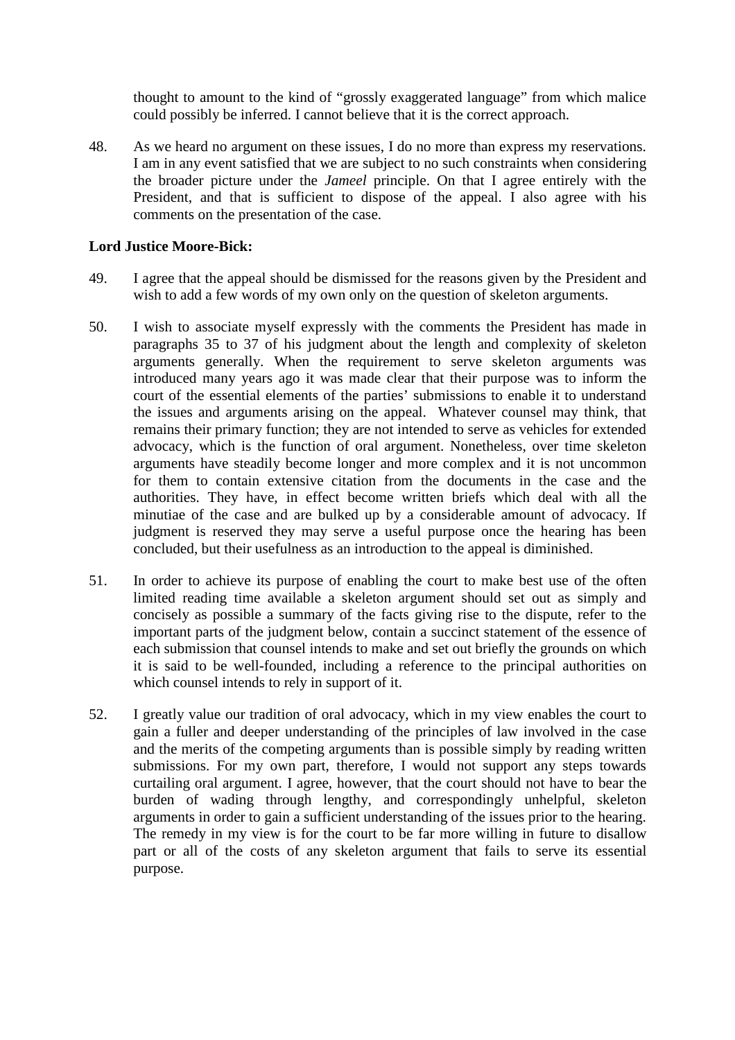thought to amount to the kind of "grossly exaggerated language" from which malice could possibly be inferred. I cannot believe that it is the correct approach.

48. As we heard no argument on these issues, I do no more than express my reservations. I am in any event satisfied that we are subject to no such constraints when considering the broader picture under the *Jameel* principle. On that I agree entirely with the President, and that is sufficient to dispose of the appeal. I also agree with his comments on the presentation of the case.

**Lord Justice Moore-Bick:**

49. I agree that the appeal should be dismissed for the reasons given by the President and wish to add a few words of my own only on the question of skeleton arguments.

50. I wish to associate myself expressly with the comments the President has made in paragraphs 35 to 37 of his judgment about the length and complexity of skeleton arguments generally. When the requirement to serve skeleton arguments was introduced many years ago it was made clear that their purpose was to inform the court of the essential elements of the parties' submissions to enable it to understand the issues and arguments arising on the appeal. Whatever counsel may think, that remains their primary function; they are not intended to serve as vehicles for extended advocacy, which is the function of oral argument. Nonetheless, over time skeleton arguments have steadily become longer and more complex and it is not uncommon for them to contain extensive citation from the documents in the case and the authorities. They have, in effect become written briefs which deal with all the minutiae of the case and are bulked up by a considerable amount of advocacy. If judgment is reserved they may serve a useful purpose once the hearing has been concluded, but their usefulness as an introduction to the appeal is diminished.

51. In order to achieve its purpose of enabling the court to make best use of the often limited reading time available a skeleton argument should set out as simply and concisely as possible a summary of the facts giving rise to the dispute, refer to the important parts of the judgment below, contain a succinct statement of the essence of each submission that counsel intends to make and set out briefly the grounds on which it is said to be well-founded, including a reference to the principal authorities on which counsel intends to rely in support of it.

52. I greatly value our tradition of oral advocacy, which in my view enables the court to gain a fuller and deeper understanding of the principles of law involved in the case and the merits of the competing arguments than is possible simply by reading written submissions. For my own part, therefore, I would not support any steps towards curtailing oral argument. I agree, however, that the court should not have to bear the burden of wading through lengthy, and correspondingly unhelpful, skeleton arguments in order to gain a sufficient understanding of the issues prior to the hearing. The remedy in my view is for the court to be far more willing in future to disallow part or all of the costs of any skeleton argument that fails to serve its essential purpose.